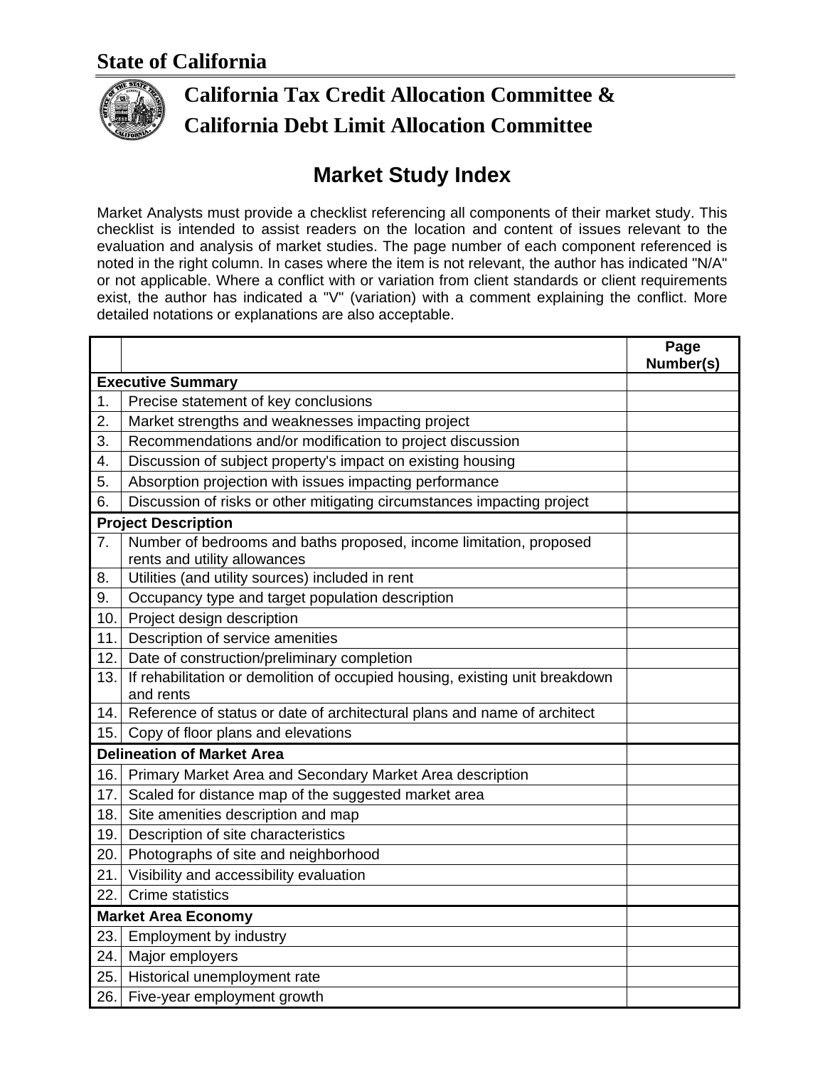# State of California

## California Tax Credit Allocation Committee & California Debt Limit Allocation Committee

# Market Study Index

Market Analysts must provide a checklist referencing all components of their market study. This checklist is intended to assist readers on the location and content of issues relevant to the evaluation and analysis of market studies. The page number of each component referenced is noted in the right column. In cases where the item is not relevant, the author has indicated "N/A" or not applicable. Where a conflict with or variation from client standards or client requirements exist, the author has indicated a "V" (variation) with a comment explaining the conflict. More detailed notations or explanations are also acceptable.

| | | Page Number(s) |
|---|---|---|
| **Executive Summary** | | |
| 1. | Precise statement of key conclusions | |
| 2. | Market strengths and weaknesses impacting project | |
| 3. | Recommendations and/or modification to project discussion | |
| 4. | Discussion of subject property's impact on existing housing | |
| 5. | Absorption projection with issues impacting performance | |
| 6. | Discussion of risks or other mitigating circumstances impacting project | |
| **Project Description** | | |
| 7. | Number of bedrooms and baths proposed, income limitation, proposed rents and utility allowances | |
| 8. | Utilities (and utility sources) included in rent | |
| 9. | Occupancy type and target population description | |
| 10. | Project design description | |
| 11. | Description of service amenities | |
| 12. | Date of construction/preliminary completion | |
| 13. | If rehabilitation or demolition of occupied housing, existing unit breakdown and rents | |
| 14. | Reference of status or date of architectural plans and name of architect | |
| 15. | Copy of floor plans and elevations | |
| **Delineation of Market Area** | | |
| 16. | Primary Market Area and Secondary Market Area description | |
| 17. | Scaled for distance map of the suggested market area | |
| 18. | Site amenities description and map | |
| 19. | Description of site characteristics | |
| 20. | Photographs of site and neighborhood | |
| 21. | Visibility and accessibility evaluation | |
| 22. | Crime statistics | |
| **Market Area Economy** | | |
| 23. | Employment by industry | |
| 24. | Major employers | |
| 25. | Historical unemployment rate | |
| 26. | Five-year employment growth | |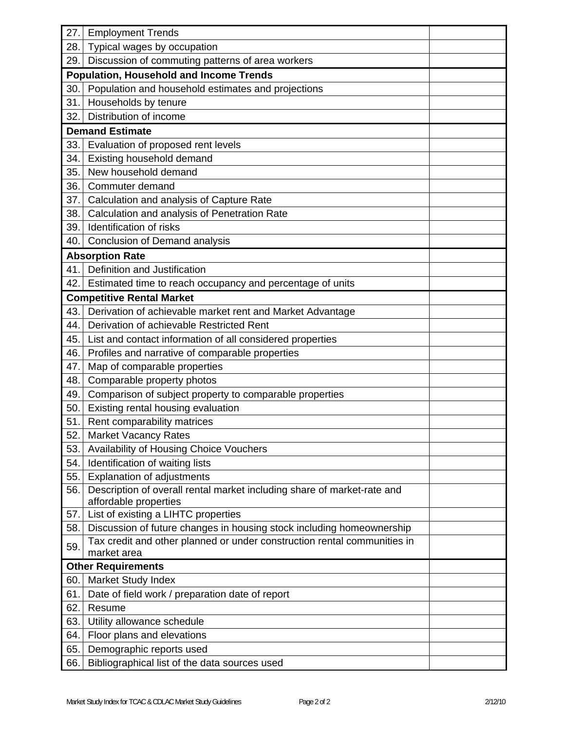| | | |
|---|---|---|
| 27. | Employment Trends | |
| 28. | Typical wages by occupation | |
| 29. | Discussion of commuting patterns of area workers | |
| **Population, Household and Income Trends** | | |
| 30. | Population and household estimates and projections | |
| 31. | Households by tenure | |
| 32. | Distribution of income | |
| **Demand Estimate** | | |
| 33. | Evaluation of proposed rent levels | |
| 34. | Existing household demand | |
| 35. | New household demand | |
| 36. | Commuter demand | |
| 37. | Calculation and analysis of Capture Rate | |
| 38. | Calculation and analysis of Penetration Rate | |
| 39. | Identification of risks | |
| 40. | Conclusion of Demand analysis | |
| **Absorption Rate** | | |
| 41. | Definition and Justification | |
| 42. | Estimated time to reach occupancy and percentage of units | |
| **Competitive Rental Market** | | |
| 43. | Derivation of achievable market rent and Market Advantage | |
| 44. | Derivation of achievable Restricted Rent | |
| 45. | List and contact information of all considered properties | |
| 46. | Profiles and narrative of comparable properties | |
| 47. | Map of comparable properties | |
| 48. | Comparable property photos | |
| 49. | Comparison of subject property to comparable properties | |
| 50. | Existing rental housing evaluation | |
| 51. | Rent comparability matrices | |
| 52. | Market Vacancy Rates | |
| 53. | Availability of Housing Choice Vouchers | |
| 54. | Identification of waiting lists | |
| 55. | Explanation of adjustments | |
| 56. | Description of overall rental market including share of market-rate and affordable properties | |
| 57. | List of existing a LIHTC properties | |
| 58. | Discussion of future changes in housing stock including homeownership | |
| 59. | Tax credit and other planned or under construction rental communities in market area | |
| **Other Requirements** | | |
| 60. | Market Study Index | |
| 61. | Date of field work / preparation date of report | |
| 62. | Resume | |
| 63. | Utility allowance schedule | |
| 64. | Floor plans and elevations | |
| 65. | Demographic reports used | |
| 66. | Bibliographical list of the data sources used | |